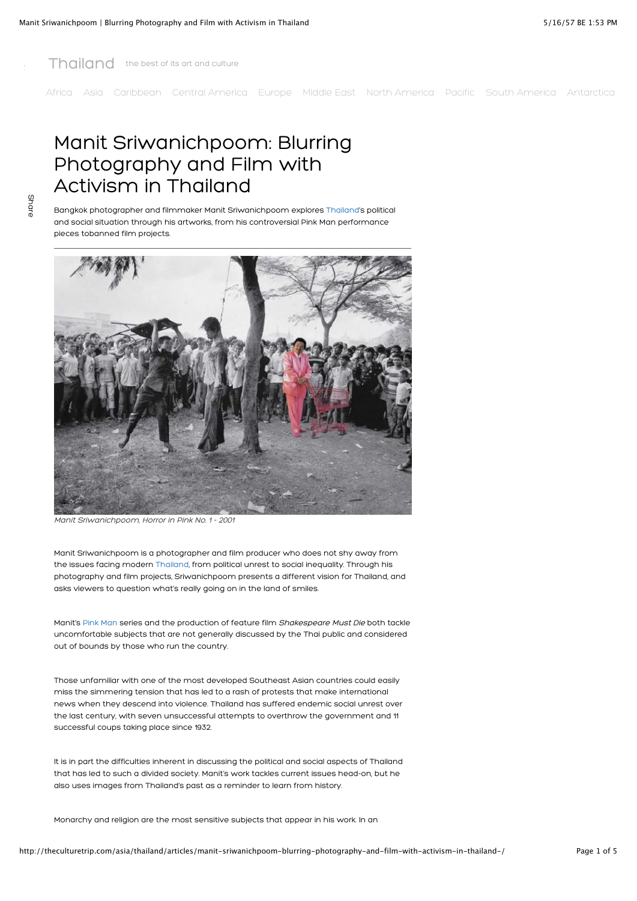Thailand the best of its art and culture

Africa Asia Caribbean Central America Europe Middle East North America Pacific South America Antarctica

# Manit Sriwanichpoom: Blurring Photography and Film with Activism in Thailand

Bangkok photographer and filmmaker Manit Sriwanichpoom explores Thailand's political and social situation through his artworks, from his controversial Pink Man performance pieces tobanned film projects.

*Manit Sriwanichpoom, Horror in Pink No. 1 - 2001*

Manit Sriwanichpoom is a photographer and film producer who does not shy away from the issues facing modern Thailand, from political unrest to social inequality. Through his photography and film projects, Sriwanichpoom presents a different vision for Thailand, and asks viewers to question what's really going on in the land of smiles.

Manit's Pink Man series and the production of feature film *Shakespeare Must Die* both tackle uncomfortable subjects that are not generally discussed by the Thai public and considered out of bounds by those who run the country.

Those unfamiliar with one of the most developed Southeast Asian countries could easily miss the simmering tension that has led to a rash of protests that make international news when they descend into violence. Thailand has suffered endemic social unrest over the last century, with seven unsuccessful attempts to overthrow the government and 11 successful coups taking place since 1932.

It is in part the difficulties inherent in discussing the political and social aspects of Thailand that has led to such a divided society. Manit's work tackles current issues head-on, but he also uses images from Thailand's past as a reminder to learn from history.

Monarchy and religion are the most sensitive subjects that appear in his work. In an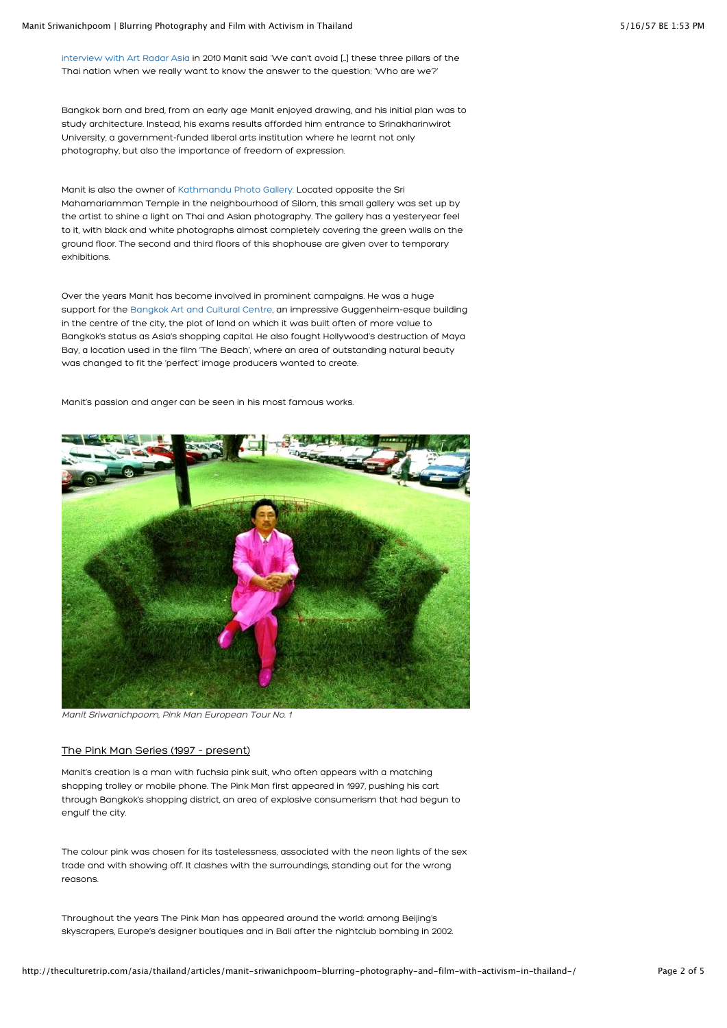interview with Art Radar Asia in 2010 Manit said 'We can't avoid [..] these three pillars of the Thai nation when we really want to know the answer to the question: 'Who are we?'

Bangkok born and bred, from an early age Manit enjoyed drawing, and his initial plan was to study architecture. Instead, his exams results afforded him entrance to Srinakharinwirot University, a government-funded liberal arts institution where he learnt not only photography, but also the importance of freedom of expression.

Manit is also the owner of Kathmandu Photo Gallery. Located opposite the Sri Mahamariamman Temple in the neighbourhood of Silom, this small gallery was set up by the artist to shine a light on Thai and Asian photography. The gallery has a yesteryear feel to it, with black and white photographs almost completely covering the green walls on the ground floor. The second and third floors of this shophouse are given over to temporary exhibitions.

Over the years Manit has become involved in prominent campaigns. He was a huge support for the Bangkok Art and Cultural Centre, an impressive Guggenheim-esque building in the centre of the city, the plot of land on which it was built often of more value to Bangkok's status as Asia's shopping capital. He also fought Hollywood's destruction of Maya Bay, a location used in the film 'The Beach', where an area of outstanding natural beauty was changed to fit the 'perfect' image producers wanted to create.

Manit's passion and anger can be seen in his most famous works.

*Manit Sriwanichpoom, Pink Man European Tour No. 1*

## The Pink Man Series (1997 - present)

Manit's creation is a man with fuchsia pink suit, who often appears with a matching shopping trolley or mobile phone. The Pink Man first appeared in 1997, pushing his cart through Bangkok's shopping district, an area of explosive consumerism that had begun to engulf the city.

The colour pink was chosen for its tastelessness, associated with the neon lights of the sex trade and with showing off. It clashes with the surroundings, standing out for the wrong reasons.

Throughout the years The Pink Man has appeared around the world: among Beijing's skyscrapers, Europe's designer boutiques and in Bali after the nightclub bombing in 2002.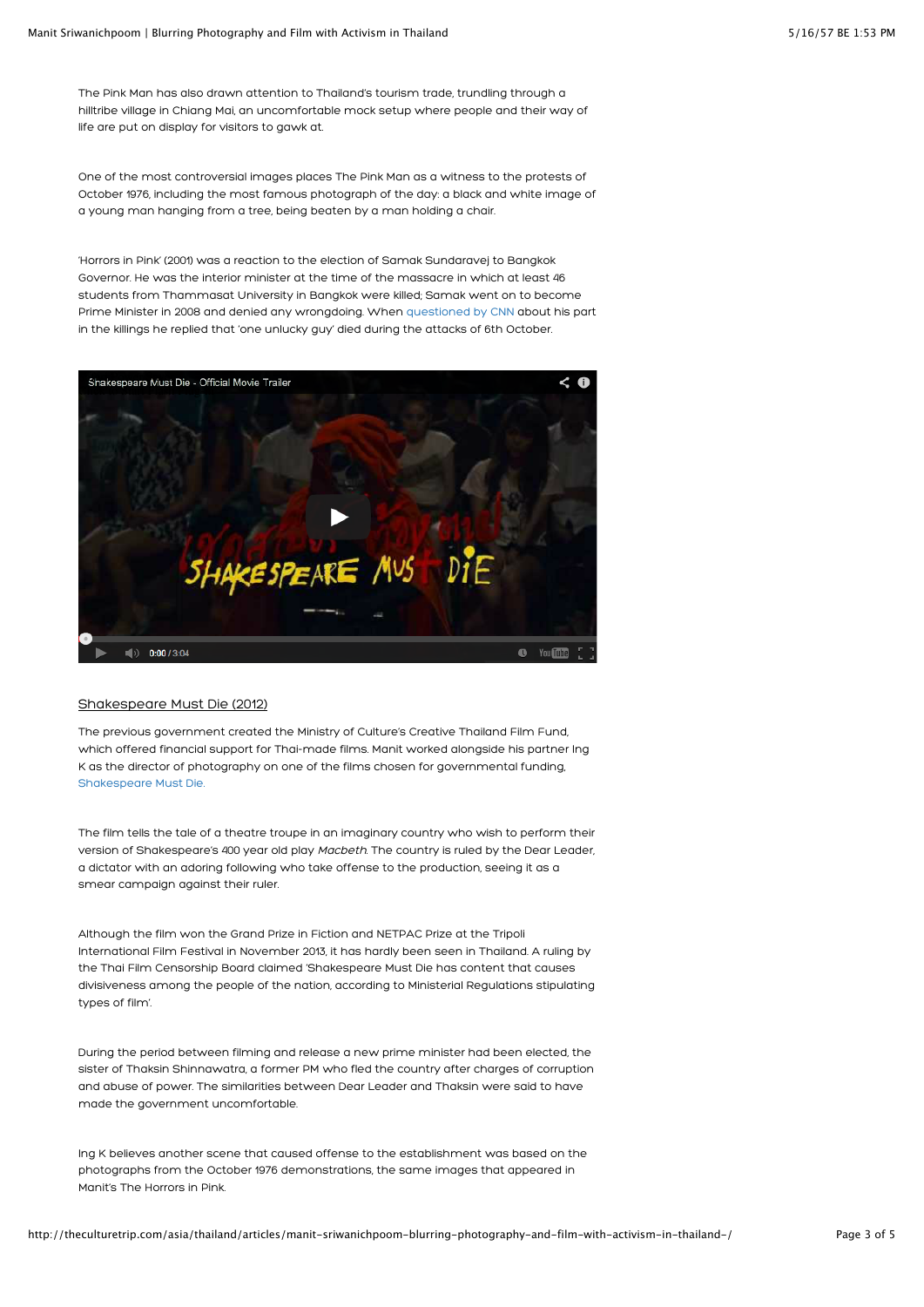The Pink Man has also drawn attention to Thailand's tourism trade, trundling through a hilltribe village in Chiang Mai, an uncomfortable mock setup where people and their way of life are put on display for visitors to gawk at.

One of the most controversial images places The Pink Man as a witness to the protests of October 1976, including the most famous photograph of the day: a black and white image of a young man hanging from a tree, being beaten by a man holding a chair.

'Horrors in Pink' (2001) was a reaction to the election of Samak Sundaravej to Bangkok Governor. He was the interior minister at the time of the massacre in which at least 46 students from Thammasat University in Bangkok were killed; Samak went on to become Prime Minister in 2008 and denied any wrongdoing. When questioned by CNN about his part in the killings he replied that 'one unlucky guy' died during the attacks of 6th October.

Shakespeare Must Die (2012)

The previous government created the Ministry of Culture's Creative Thailand Film Fund, which offered financial support for Thai-made films. Manit worked alongside his partner Ing K as the director of photography on one of the films chosen for governmental funding, Shakespeare Must Die.

The film tells the tale of a theatre troupe in an imaginary country who wish to perform their version of Shakespeare's 400 year old play *Macbeth*. The country is ruled by the Dear Leader, a dictator with an adoring following who take offense to the production, seeing it as a smear campaign against their ruler.

Although the film won the Grand Prize in Fiction and NETPAC Prize at the Tripoli International Film Festival in November 2013, it has hardly been seen in Thailand. A ruling by the Thai Film Censorship Board claimed 'Shakespeare Must Die has content that causes divisiveness among the people of the nation, according to Ministerial Regulations stipulating types of film'.

During the period between filming and release a new prime minister had been elected, the sister of Thaksin Shinnawatra, a former PM who fled the country after charges of corruption and abuse of power. The similarities between Dear Leader and Thaksin were said to have made the government uncomfortable.

Ing K believes another scene that caused offense to the establishment was based on the photographs from the October 1976 demonstrations, the same images that appeared in Manit's The Horrors in Pink.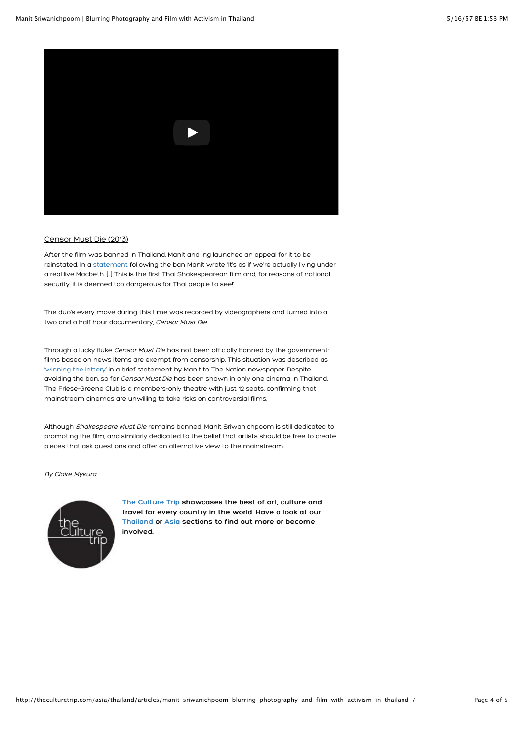Censor Must Die (2013)

After the film was banned in Thailand, Manit and Ing launched an appeal for it to be reinstated. In a statement following the ban Manit wrote 'It's as if we're actually living under a real live Macbeth. [..] This is the first Thai Shakespearean film and, for reasons of national security, it is deemed too dangerous for Thai people to see!'

The duo's every move during this time was recorded by videographers and turned into a two and a half hour documentary, *Censor Must Die*.

Through a lucky fluke *Censor Must Die* has not been officially banned by the government: films based on news items are exempt from censorship. This situation was described as 'winning the lottery' in a brief statement by Manit to The Nation newspaper. Despite avoiding the ban, so far *Censor Must Die* has been shown in only one cinema in Thailand. The Friese-Greene Club is a members-only theatre with just 12 seats, confirming that mainstream cinemas are unwilling to take risks on controversial films.

Although *Shakespeare Must Die* remains banned, Manit Sriwanichpoom is still dedicated to promoting the film, and similarly dedicated to the belief that artists should be free to create pieces that ask questions and offer an alternative view to the mainstream.

*By Claire Mykura*

**The Culture Trip showcases the best of art, culture and travel for every country in the world. Have a look at our Thailand or Asia sections to find out more or become involved.**